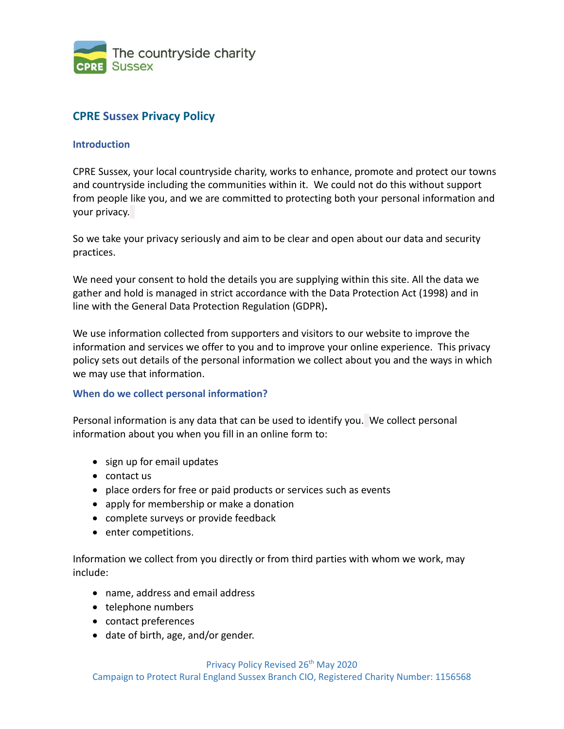The countryside charity
Sussex

# CPRE Sussex Privacy Policy

## Introduction

CPRE Sussex, your local countryside charity, works to enhance, promote and protect our towns and countryside including the communities within it. We could not do this without support from people like you, and we are committed to protecting both your personal information and your privacy.

So we take your privacy seriously and aim to be clear and open about our data and security practices.

We need your consent to hold the details you are supplying within this site. All the data we gather and hold is managed in strict accordance with the Data Protection Act (1998) and in line with the General Data Protection Regulation (GDPR)**.**

We use information collected from supporters and visitors to our website to improve the information and services we offer to you and to improve your online experience. This privacy policy sets out details of the personal information we collect about you and the ways in which we may use that information.

## When do we collect personal information?

Personal information is any data that can be used to identify you. We collect personal information about you when you fill in an online form to:

- sign up for email updates
- contact us
- place orders for free or paid products or services such as events
- apply for membership or make a donation
- complete surveys or provide feedback
- enter competitions.

Information we collect from you directly or from third parties with whom we work, may include:

- name, address and email address
- telephone numbers
- contact preferences
- date of birth, age, and/or gender.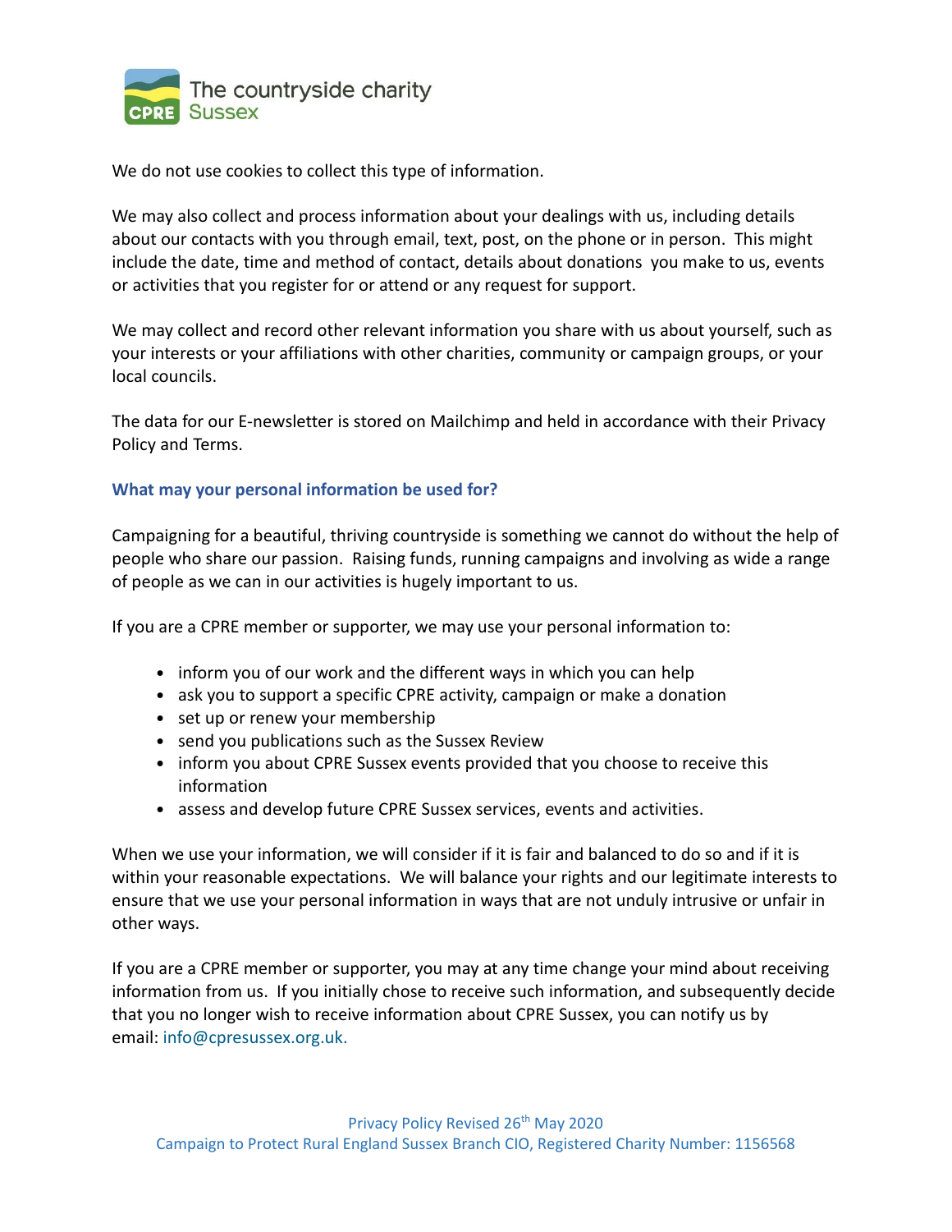We do not use cookies to collect this type of information.

We may also collect and process information about your dealings with us, including details about our contacts with you through email, text, post, on the phone or in person. This might include the date, time and method of contact, details about donations you make to us, events or activities that you register for or attend or any request for support.

We may collect and record other relevant information you share with us about yourself, such as your interests or your affiliations with other charities, community or campaign groups, or your local councils.

The data for our E-newsletter is stored on Mailchimp and held in accordance with their Privacy Policy and Terms.

### What may your personal information be used for?

Campaigning for a beautiful, thriving countryside is something we cannot do without the help of people who share our passion. Raising funds, running campaigns and involving as wide a range of people as we can in our activities is hugely important to us.

If you are a CPRE member or supporter, we may use your personal information to:

- inform you of our work and the different ways in which you can help
- ask you to support a specific CPRE activity, campaign or make a donation
- set up or renew your membership
- send you publications such as the Sussex Review
- inform you about CPRE Sussex events provided that you choose to receive this information
- assess and develop future CPRE Sussex services, events and activities.

When we use your information, we will consider if it is fair and balanced to do so and if it is within your reasonable expectations. We will balance your rights and our legitimate interests to ensure that we use your personal information in ways that are not unduly intrusive or unfair in other ways.

If you are a CPRE member or supporter, you may at any time change your mind about receiving information from us. If you initially chose to receive such information, and subsequently decide that you no longer wish to receive information about CPRE Sussex, you can notify us by email: info@cpresussex.org.uk.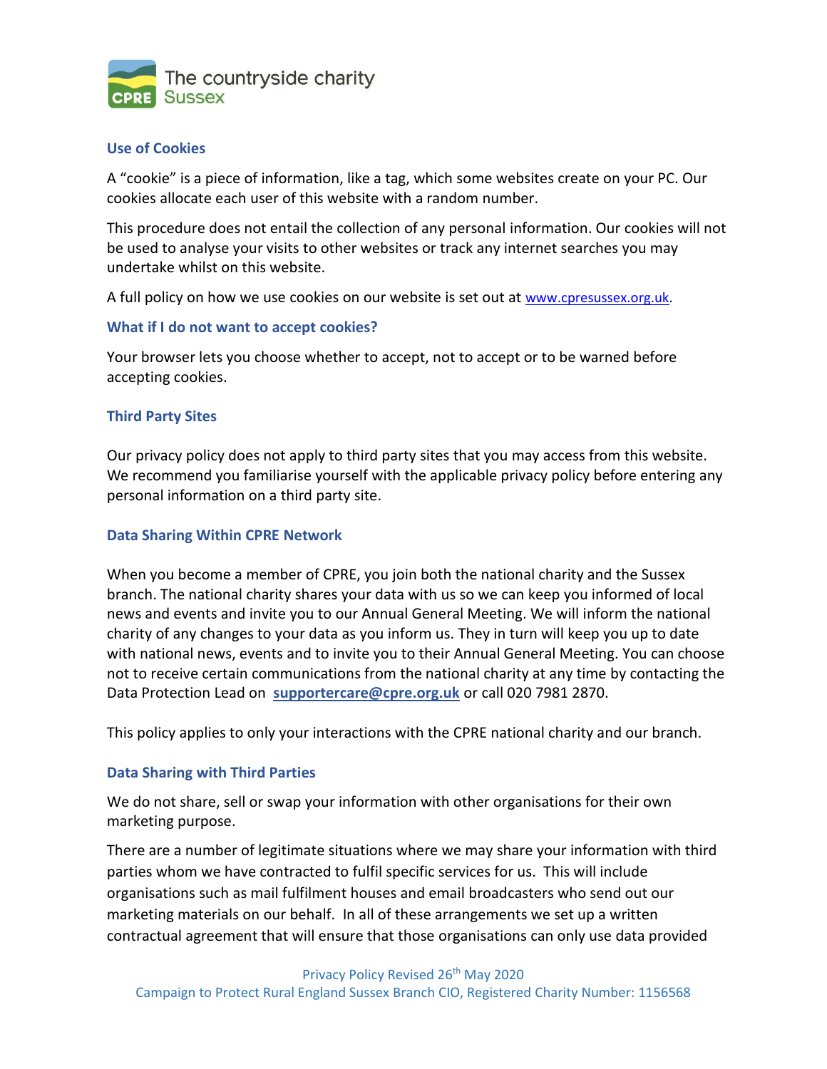### Use of Cookies

A "cookie" is a piece of information, like a tag, which some websites create on your PC. Our cookies allocate each user of this website with a random number.

This procedure does not entail the collection of any personal information. Our cookies will not be used to analyse your visits to other websites or track any internet searches you may undertake whilst on this website.

A full policy on how we use cookies on our website is set out at www.cpresussex.org.uk.

### What if I do not want to accept cookies?

Your browser lets you choose whether to accept, not to accept or to be warned before accepting cookies.

### Third Party Sites

Our privacy policy does not apply to third party sites that you may access from this website. We recommend you familiarise yourself with the applicable privacy policy before entering any personal information on a third party site.

### Data Sharing Within CPRE Network

When you become a member of CPRE, you join both the national charity and the Sussex branch. The national charity shares your data with us so we can keep you informed of local news and events and invite you to our Annual General Meeting. We will inform the national charity of any changes to your data as you inform us. They in turn will keep you up to date with national news, events and to invite you to their Annual General Meeting. You can choose not to receive certain communications from the national charity at any time by contacting the Data Protection Lead on **supportercare@cpre.org.uk** or call 020 7981 2870.

This policy applies to only your interactions with the CPRE national charity and our branch.

### Data Sharing with Third Parties

We do not share, sell or swap your information with other organisations for their own marketing purpose.

There are a number of legitimate situations where we may share your information with third parties whom we have contracted to fulfil specific services for us. This will include organisations such as mail fulfilment houses and email broadcasters who send out our marketing materials on our behalf. In all of these arrangements we set up a written contractual agreement that will ensure that those organisations can only use data provided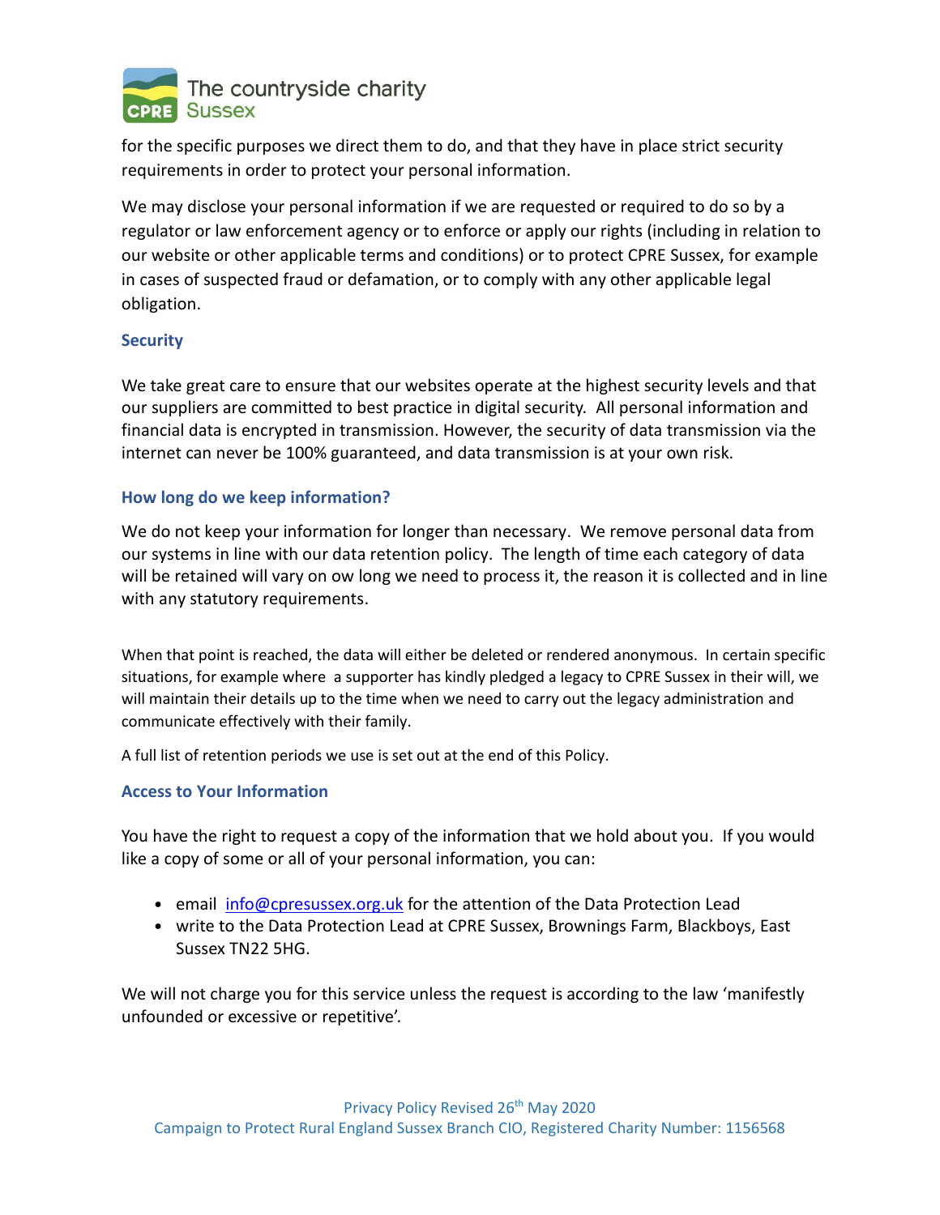for the specific purposes we direct them to do, and that they have in place strict security requirements in order to protect your personal information.

We may disclose your personal information if we are requested or required to do so by a regulator or law enforcement agency or to enforce or apply our rights (including in relation to our website or other applicable terms and conditions) or to protect CPRE Sussex, for example in cases of suspected fraud or defamation, or to comply with any other applicable legal obligation.

### Security

We take great care to ensure that our websites operate at the highest security levels and that our suppliers are committed to best practice in digital security. All personal information and financial data is encrypted in transmission. However, the security of data transmission via the internet can never be 100% guaranteed, and data transmission is at your own risk.

### How long do we keep information?

We do not keep your information for longer than necessary. We remove personal data from our systems in line with our data retention policy. The length of time each category of data will be retained will vary on ow long we need to process it, the reason it is collected and in line with any statutory requirements.

When that point is reached, the data will either be deleted or rendered anonymous. In certain specific situations, for example where a supporter has kindly pledged a legacy to CPRE Sussex in their will, we will maintain their details up to the time when we need to carry out the legacy administration and communicate effectively with their family.

A full list of retention periods we use is set out at the end of this Policy.

### Access to Your Information

You have the right to request a copy of the information that we hold about you. If you would like a copy of some or all of your personal information, you can:

- email info@cpresussex.org.uk for the attention of the Data Protection Lead
- write to the Data Protection Lead at CPRE Sussex, Brownings Farm, Blackboys, East Sussex TN22 5HG.

We will not charge you for this service unless the request is according to the law 'manifestly unfounded or excessive or repetitive'.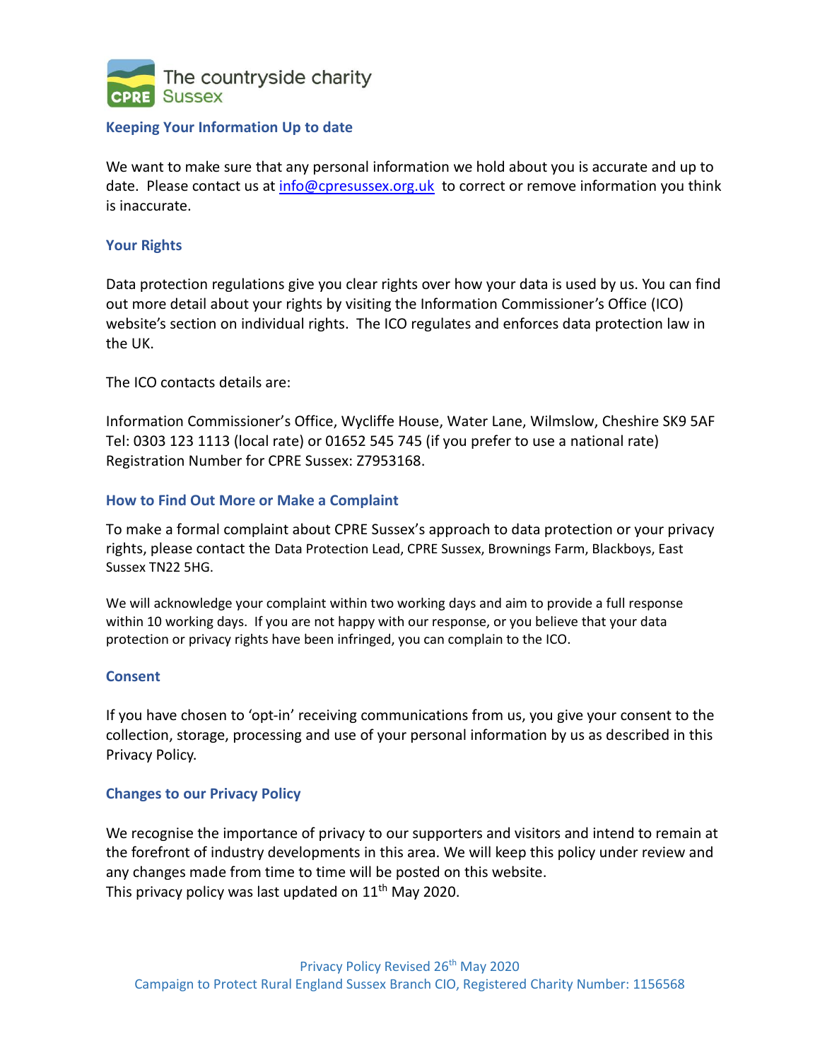## Keeping Your Information Up to date

We want to make sure that any personal information we hold about you is accurate and up to date. Please contact us at info@cpresussex.org.uk to correct or remove information you think is inaccurate.

## Your Rights

Data protection regulations give you clear rights over how your data is used by us. You can find out more detail about your rights by visiting the Information Commissioner's Office (ICO) website's section on individual rights. The ICO regulates and enforces data protection law in the UK.

The ICO contacts details are:

Information Commissioner's Office, Wycliffe House, Water Lane, Wilmslow, Cheshire SK9 5AF
Tel: 0303 123 1113 (local rate) or 01652 545 745 (if you prefer to use a national rate)
Registration Number for CPRE Sussex: Z7953168.

## How to Find Out More or Make a Complaint

To make a formal complaint about CPRE Sussex's approach to data protection or your privacy rights, please contact the Data Protection Lead, CPRE Sussex, Brownings Farm, Blackboys, East Sussex TN22 5HG.

We will acknowledge your complaint within two working days and aim to provide a full response within 10 working days. If you are not happy with our response, or you believe that your data protection or privacy rights have been infringed, you can complain to the ICO.

## Consent

If you have chosen to 'opt-in' receiving communications from us, you give your consent to the collection, storage, processing and use of your personal information by us as described in this Privacy Policy.

## Changes to our Privacy Policy

We recognise the importance of privacy to our supporters and visitors and intend to remain at the forefront of industry developments in this area. We will keep this policy under review and any changes made from time to time will be posted on this website.
This privacy policy was last updated on 11th May 2020.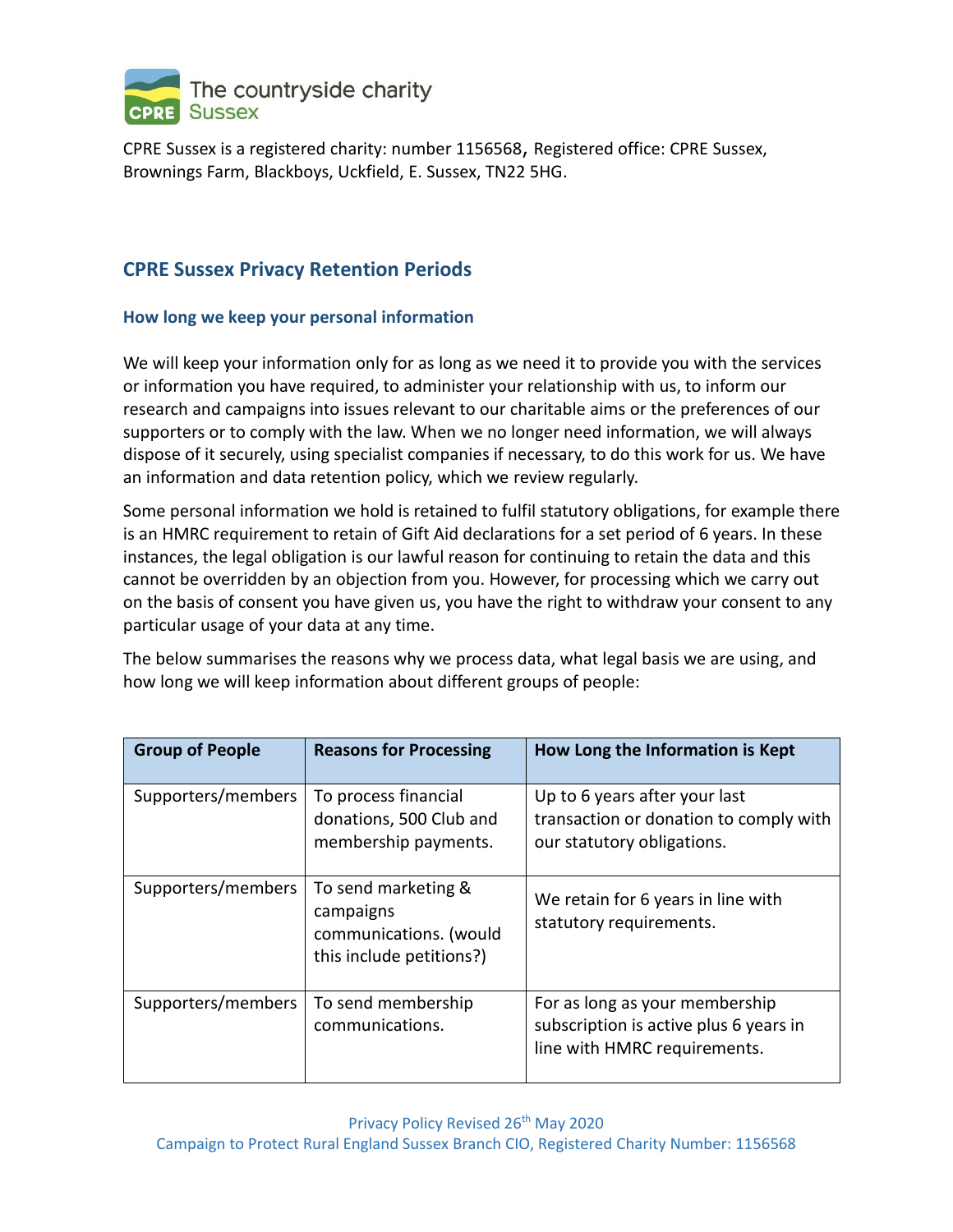The countryside charity
CPRE Sussex

CPRE Sussex is a registered charity: number 1156568, Registered office: CPRE Sussex, Brownings Farm, Blackboys, Uckfield, E. Sussex, TN22 5HG.

## CPRE Sussex Privacy Retention Periods

### How long we keep your personal information

We will keep your information only for as long as we need it to provide you with the services or information you have required, to administer your relationship with us, to inform our research and campaigns into issues relevant to our charitable aims or the preferences of our supporters or to comply with the law. When we no longer need information, we will always dispose of it securely, using specialist companies if necessary, to do this work for us. We have an information and data retention policy, which we review regularly.

Some personal information we hold is retained to fulfil statutory obligations, for example there is an HMRC requirement to retain of Gift Aid declarations for a set period of 6 years. In these instances, the legal obligation is our lawful reason for continuing to retain the data and this cannot be overridden by an objection from you. However, for processing which we carry out on the basis of consent you have given us, you have the right to withdraw your consent to any particular usage of your data at any time.

The below summarises the reasons why we process data, what legal basis we are using, and how long we will keep information about different groups of people:

| Group of People | Reasons for Processing | How Long the Information is Kept |
|---|---|---|
| Supporters/members | To process financial donations, 500 Club and membership payments. | Up to 6 years after your last transaction or donation to comply with our statutory obligations. |
| Supporters/members | To send marketing & campaigns communications. (would this include petitions?) | We retain for 6 years in line with statutory requirements. |
| Supporters/members | To send membership communications. | For as long as your membership subscription is active plus 6 years in line with HMRC requirements. |

Privacy Policy Revised 26th May 2020
Campaign to Protect Rural England Sussex Branch CIO, Registered Charity Number: 1156568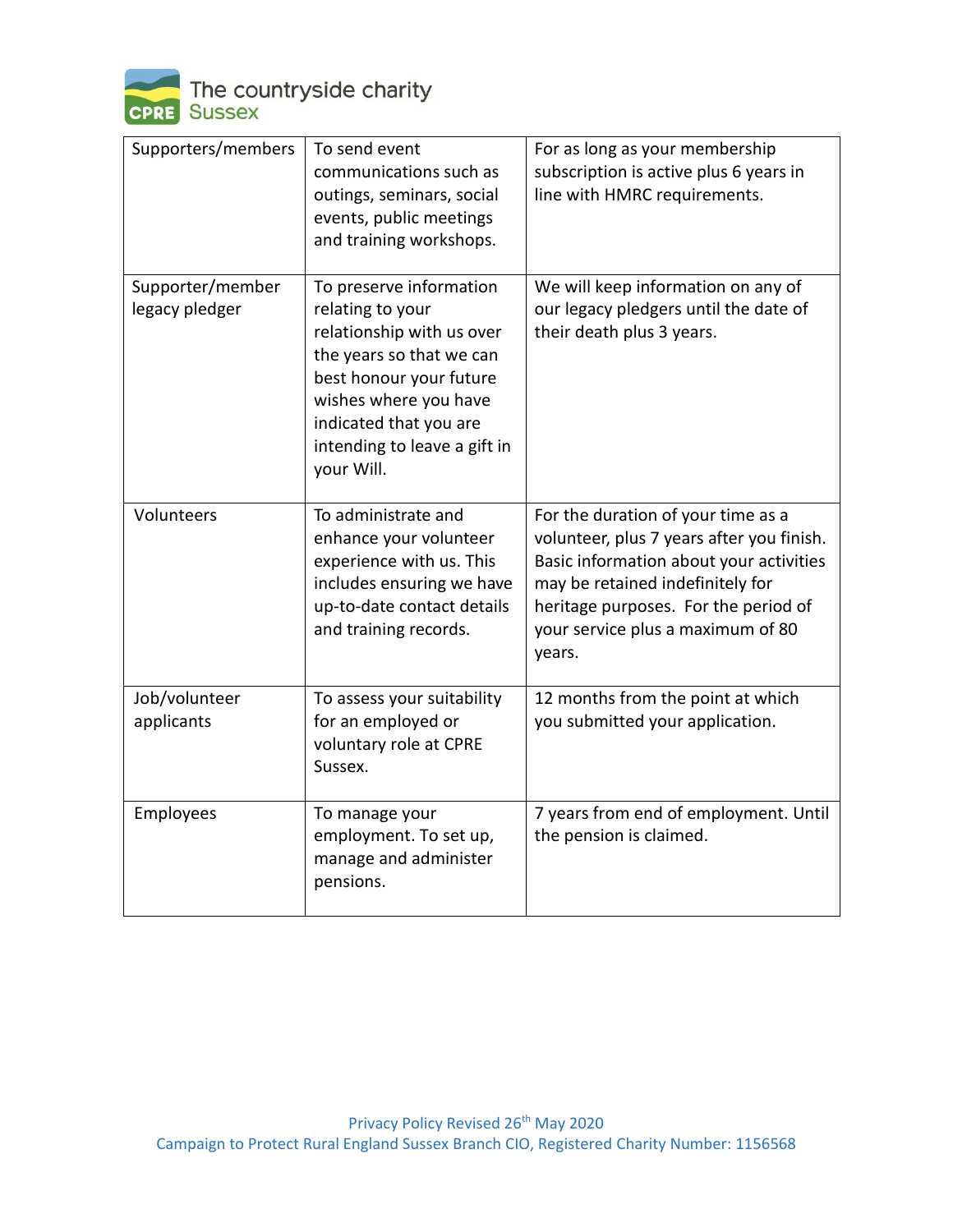| | | |
|---|---|---|
| Supporters/members | To send event communications such as outings, seminars, social events, public meetings and training workshops. | For as long as your membership subscription is active plus 6 years in line with HMRC requirements. |
| Supporter/member legacy pledger | To preserve information relating to your relationship with us over the years so that we can best honour your future wishes where you have indicated that you are intending to leave a gift in your Will. | We will keep information on any of our legacy pledgers until the date of their death plus 3 years. |
| Volunteers | To administrate and enhance your volunteer experience with us. This includes ensuring we have up-to-date contact details and training records. | For the duration of your time as a volunteer, plus 7 years after you finish. Basic information about your activities may be retained indefinitely for heritage purposes. For the period of your service plus a maximum of 80 years. |
| Job/volunteer applicants | To assess your suitability for an employed or voluntary role at CPRE Sussex. | 12 months from the point at which you submitted your application. |
| Employees | To manage your employment. To set up, manage and administer pensions. | 7 years from end of employment. Until the pension is claimed. |